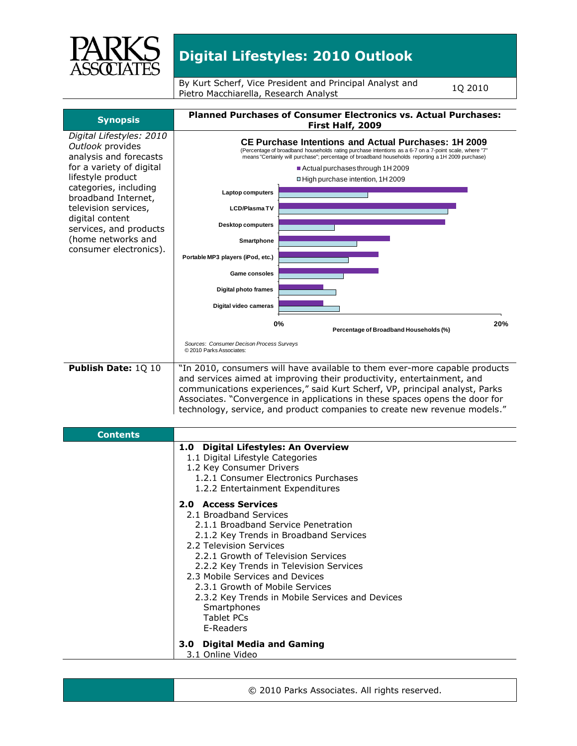# Digital Lifestyles: 2010 Outlook

By Kurt Scherf, Vice President and Principal Analyst and Pietro Macchiarella, Research Analyst

1Q 2010

## Synopsis

*Digital Lifestyles: 2010 Outlook* provides analysis and forecasts for a variety of digital lifestyle product categories, including broadband Internet, television services, digital content services, and products (home networks and consumer electronics).

### Planned Purchases of Consumer Electronics vs. Actual Purchases: First Half, 2009

**CE Purchase Intentions and Actual Purchases: 1H 2009**

(Percentage of broadband households rating purchase intentions as a 6-7 on a 7-point scale, where "7" means "Certainly will purchase"; percentage of broadband households reporting a 1H 2009 purchase)

- Actual purchases through 1H 2009
- High purchase intention, 1H 2009

Categories: Laptop computers; LCD/Plasma TV; Desktop computers; Smartphone; Portable MP3 players (iPod, etc.); Game consoles; Digital photo frames; Digital video cameras

Axis: 0% – 20%, Percentage of Broadband Households (%)

*Sources: Consumer Decison Process Surveys*
© 2010 Parks Associates:

**Publish Date:** 1Q 10

"In 2010, consumers will have available to them ever-more capable products and services aimed at improving their productivity, entertainment, and communications experiences," said Kurt Scherf, VP, principal analyst, Parks Associates. "Convergence in applications in these spaces opens the door for technology, service, and product companies to create new revenue models."

## Contents

**1.0 Digital Lifestyles: An Overview**
- 1.1 Digital Lifestyle Categories
- 1.2 Key Consumer Drivers
  - 1.2.1 Consumer Electronics Purchases
  - 1.2.2 Entertainment Expenditures

**2.0 Access Services**
- 2.1 Broadband Services
  - 2.1.1 Broadband Service Penetration
  - 2.1.2 Key Trends in Broadband Services
- 2.2 Television Services
  - 2.2.1 Growth of Television Services
  - 2.2.2 Key Trends in Television Services
- 2.3 Mobile Services and Devices
  - 2.3.1 Growth of Mobile Services
  - 2.3.2 Key Trends in Mobile Services and Devices
    - Smartphones
    - Tablet PCs
    - E-Readers

**3.0 Digital Media and Gaming**
- 3.1 Online Video

© 2010 Parks Associates. All rights reserved.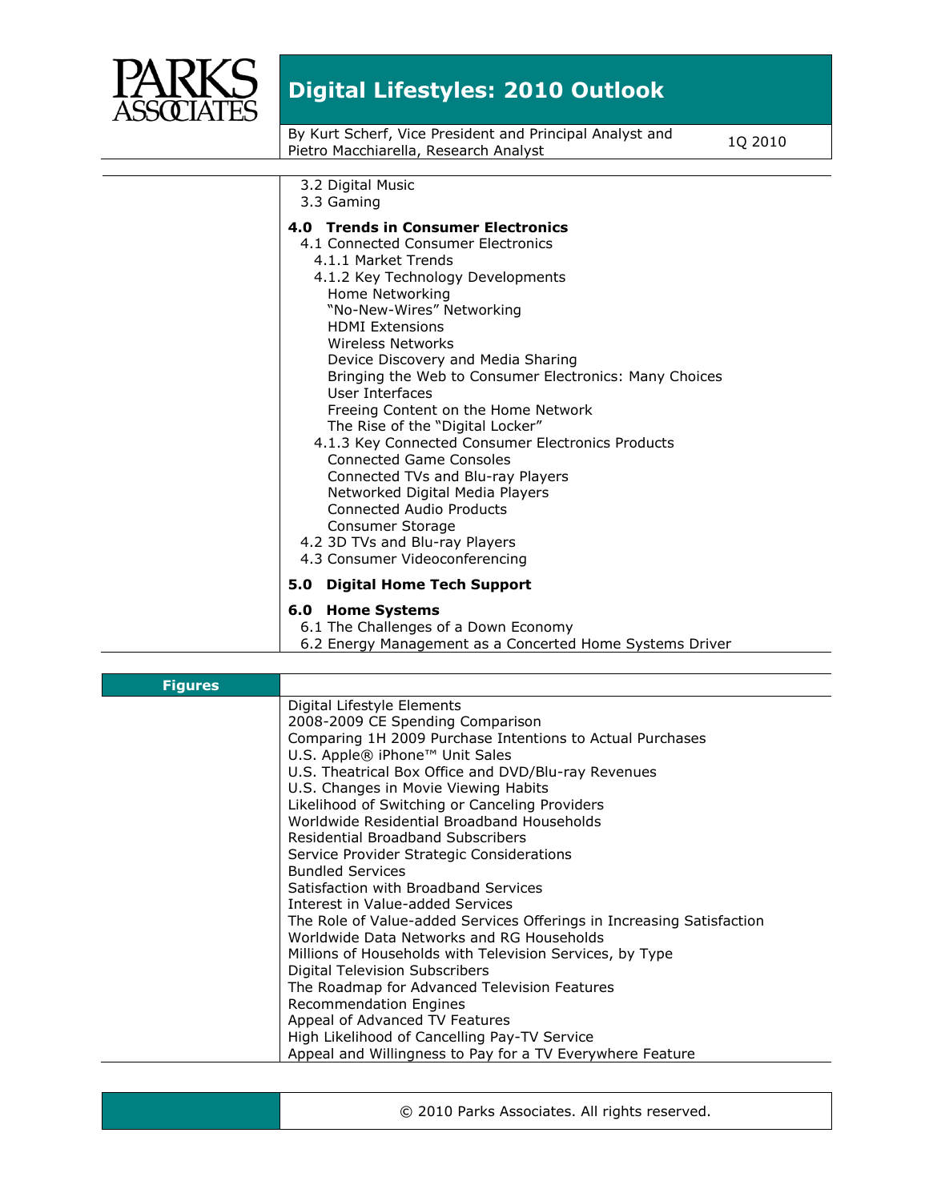3.2 Digital Music
3.3 Gaming

**4.0 Trends in Consumer Electronics**

4.1 Connected Consumer Electronics
- 4.1.1 Market Trends
- 4.1.2 Key Technology Developments
  - Home Networking
  - "No-New-Wires" Networking
  - HDMI Extensions
  - Wireless Networks
  - Device Discovery and Media Sharing
  - Bringing the Web to Consumer Electronics: Many Choices
  - User Interfaces
  - Freeing Content on the Home Network
  - The Rise of the "Digital Locker"
- 4.1.3 Key Connected Consumer Electronics Products
  - Connected Game Consoles
  - Connected TVs and Blu-ray Players
  - Networked Digital Media Players
  - Connected Audio Products
  - Consumer Storage

4.2 3D TVs and Blu-ray Players
4.3 Consumer Videoconferencing

**5.0 Digital Home Tech Support**

**6.0 Home Systems**

6.1 The Challenges of a Down Economy
6.2 Energy Management as a Concerted Home Systems Driver

## Figures

Digital Lifestyle Elements
2008-2009 CE Spending Comparison
Comparing 1H 2009 Purchase Intentions to Actual Purchases
U.S. Apple® iPhone™ Unit Sales
U.S. Theatrical Box Office and DVD/Blu-ray Revenues
U.S. Changes in Movie Viewing Habits
Likelihood of Switching or Canceling Providers
Worldwide Residential Broadband Households
Residential Broadband Subscribers
Service Provider Strategic Considerations
Bundled Services
Satisfaction with Broadband Services
Interest in Value-added Services
The Role of Value-added Services Offerings in Increasing Satisfaction
Worldwide Data Networks and RG Households
Millions of Households with Television Services, by Type
Digital Television Subscribers
The Roadmap for Advanced Television Features
Recommendation Engines
Appeal of Advanced TV Features
High Likelihood of Cancelling Pay-TV Service
Appeal and Willingness to Pay for a TV Everywhere Feature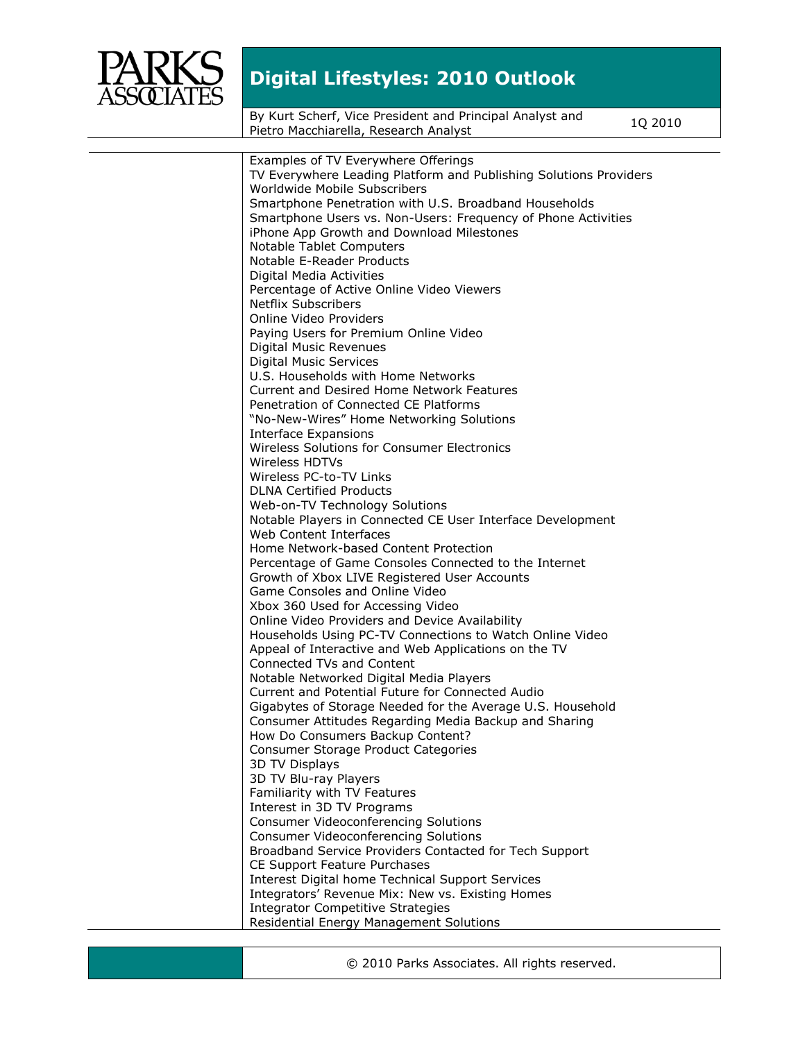Examples of TV Everywhere Offerings
TV Everywhere Leading Platform and Publishing Solutions Providers
Worldwide Mobile Subscribers
Smartphone Penetration with U.S. Broadband Households
Smartphone Users vs. Non-Users: Frequency of Phone Activities
iPhone App Growth and Download Milestones
Notable Tablet Computers
Notable E-Reader Products
Digital Media Activities
Percentage of Active Online Video Viewers
Netflix Subscribers
Online Video Providers
Paying Users for Premium Online Video
Digital Music Revenues
Digital Music Services
U.S. Households with Home Networks
Current and Desired Home Network Features
Penetration of Connected CE Platforms
"No-New-Wires" Home Networking Solutions
Interface Expansions
Wireless Solutions for Consumer Electronics
Wireless HDTVs
Wireless PC-to-TV Links
DLNA Certified Products
Web-on-TV Technology Solutions
Notable Players in Connected CE User Interface Development
Web Content Interfaces
Home Network-based Content Protection
Percentage of Game Consoles Connected to the Internet
Growth of Xbox LIVE Registered User Accounts
Game Consoles and Online Video
Xbox 360 Used for Accessing Video
Online Video Providers and Device Availability
Households Using PC-TV Connections to Watch Online Video
Appeal of Interactive and Web Applications on the TV
Connected TVs and Content
Notable Networked Digital Media Players
Current and Potential Future for Connected Audio
Gigabytes of Storage Needed for the Average U.S. Household
Consumer Attitudes Regarding Media Backup and Sharing
How Do Consumers Backup Content?
Consumer Storage Product Categories
3D TV Displays
3D TV Blu-ray Players
Familiarity with TV Features
Interest in 3D TV Programs
Consumer Videoconferencing Solutions
Consumer Videoconferencing Solutions
Broadband Service Providers Contacted for Tech Support
CE Support Feature Purchases
Interest Digital home Technical Support Services
Integrators' Revenue Mix: New vs. Existing Homes
Integrator Competitive Strategies
Residential Energy Management Solutions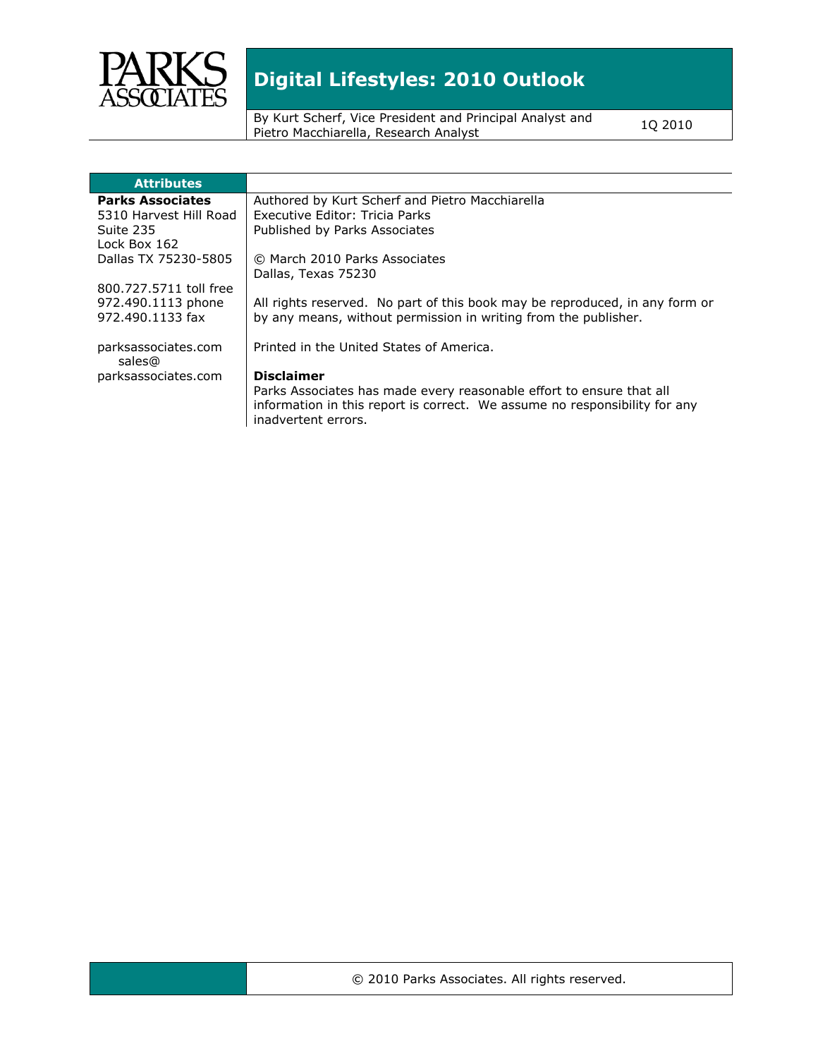# Digital Lifestyles: 2010 Outlook

By Kurt Scherf, Vice President and Principal Analyst and Pietro Macchiarella, Research Analyst

1Q 2010

| Attributes | |
|---|---|
| **Parks Associates**<br>5310 Harvest Hill Road<br>Suite 235<br>Lock Box 162<br>Dallas TX 75230-5805<br><br>800.727.5711 toll free<br>972.490.1113 phone<br>972.490.1133 fax<br><br>parksassociates.com<br>sales@<br>parksassociates.com | Authored by Kurt Scherf and Pietro Macchiarella<br>Executive Editor: Tricia Parks<br>Published by Parks Associates<br><br>© March 2010 Parks Associates<br>Dallas, Texas 75230<br><br>All rights reserved. No part of this book may be reproduced, in any form or by any means, without permission in writing from the publisher.<br><br>Printed in the United States of America.<br><br>**Disclaimer**<br>Parks Associates has made every reasonable effort to ensure that all information in this report is correct. We assume no responsibility for any inadvertent errors. |